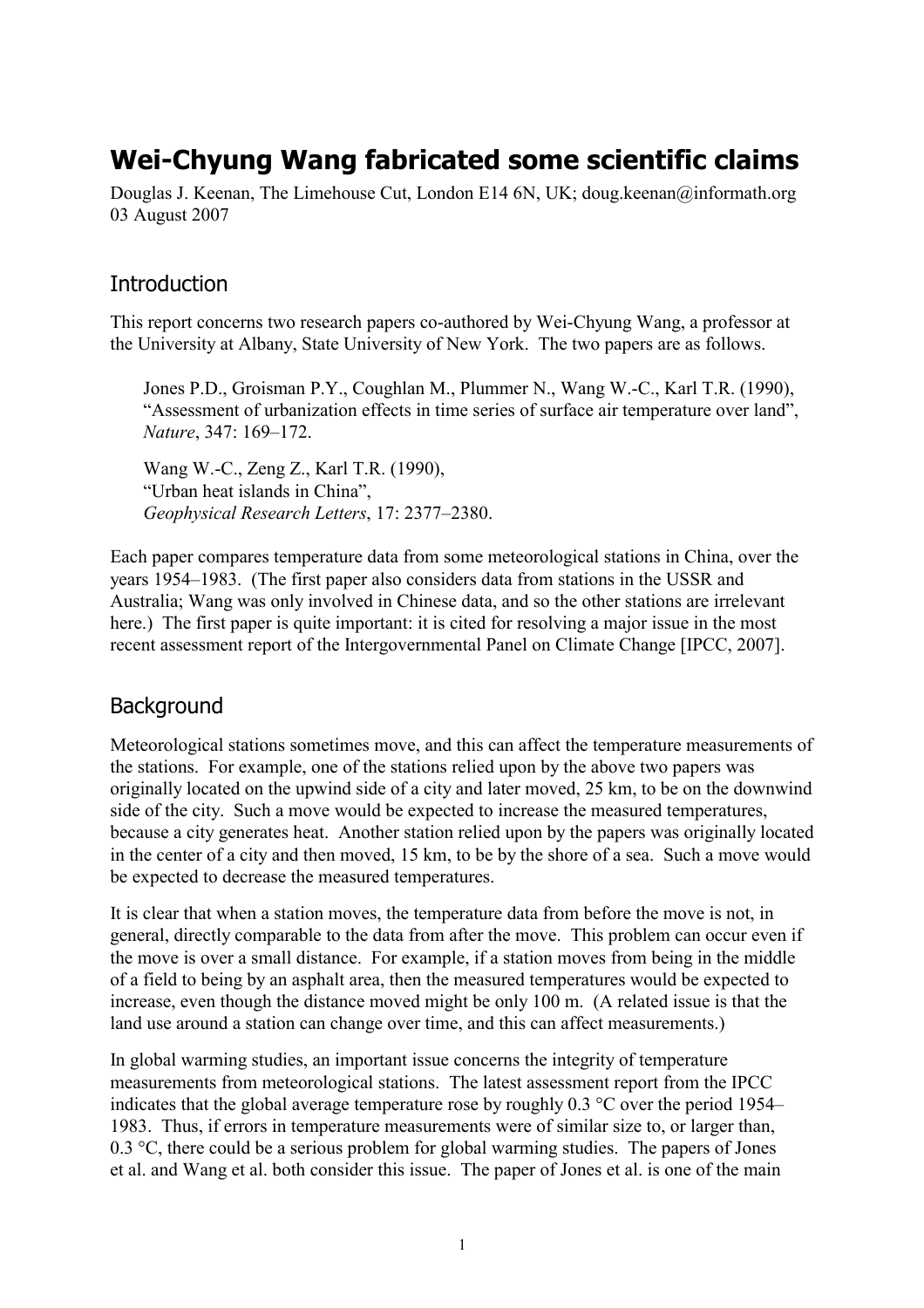# Wei-Chyung Wang fabricated some scientific claims

Douglas J. Keenan, The Limehouse Cut, London E14 6N, UK; doug.keenan@informath.org
03 August 2007

## Introduction

This report concerns two research papers co-authored by Wei-Chyung Wang, a professor at the University at Albany, State University of New York. The two papers are as follows.

> Jones P.D., Groisman P.Y., Coughlan M., Plummer N., Wang W.-C., Karl T.R. (1990), "Assessment of urbanization effects in time series of surface air temperature over land", *Nature*, 347: 169–172.
>
> Wang W.-C., Zeng Z., Karl T.R. (1990), "Urban heat islands in China", *Geophysical Research Letters*, 17: 2377–2380.

Each paper compares temperature data from some meteorological stations in China, over the years 1954–1983. (The first paper also considers data from stations in the USSR and Australia; Wang was only involved in Chinese data, and so the other stations are irrelevant here.) The first paper is quite important: it is cited for resolving a major issue in the most recent assessment report of the Intergovernmental Panel on Climate Change [IPCC, 2007].

## Background

Meteorological stations sometimes move, and this can affect the temperature measurements of the stations. For example, one of the stations relied upon by the above two papers was originally located on the upwind side of a city and later moved, 25 km, to be on the downwind side of the city. Such a move would be expected to increase the measured temperatures, because a city generates heat. Another station relied upon by the papers was originally located in the center of a city and then moved, 15 km, to be by the shore of a sea. Such a move would be expected to decrease the measured temperatures.

It is clear that when a station moves, the temperature data from before the move is not, in general, directly comparable to the data from after the move. This problem can occur even if the move is over a small distance. For example, if a station moves from being in the middle of a field to being by an asphalt area, then the measured temperatures would be expected to increase, even though the distance moved might be only 100 m. (A related issue is that the land use around a station can change over time, and this can affect measurements.)

In global warming studies, an important issue concerns the integrity of temperature measurements from meteorological stations. The latest assessment report from the IPCC indicates that the global average temperature rose by roughly 0.3 °C over the period 1954–1983. Thus, if errors in temperature measurements were of similar size to, or larger than, 0.3 °C, there could be a serious problem for global warming studies. The papers of Jones et al. and Wang et al. both consider this issue. The paper of Jones et al. is one of the main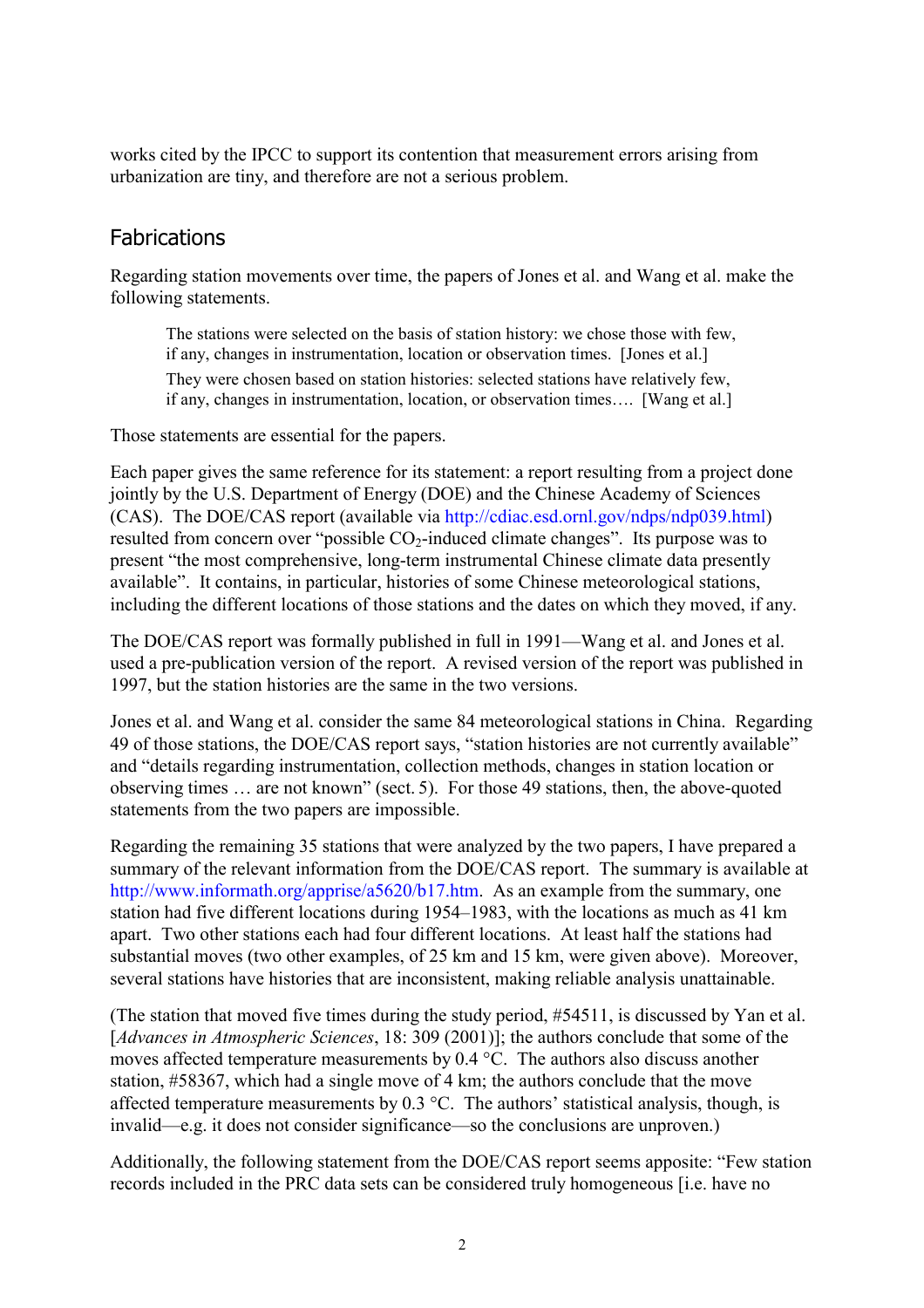works cited by the IPCC to support its contention that measurement errors arising from urbanization are tiny, and therefore are not a serious problem.

## Fabrications

Regarding station movements over time, the papers of Jones et al. and Wang et al. make the following statements.

> The stations were selected on the basis of station history: we chose those with few, if any, changes in instrumentation, location or observation times. [Jones et al.]
>
> They were chosen based on station histories: selected stations have relatively few, if any, changes in instrumentation, location, or observation times…. [Wang et al.]

Those statements are essential for the papers.

Each paper gives the same reference for its statement: a report resulting from a project done jointly by the U.S. Department of Energy (DOE) and the Chinese Academy of Sciences (CAS). The DOE/CAS report (available via http://cdiac.esd.ornl.gov/ndps/ndp039.html) resulted from concern over "possible $CO_2$-induced climate changes". Its purpose was to present "the most comprehensive, long-term instrumental Chinese climate data presently available". It contains, in particular, histories of some Chinese meteorological stations, including the different locations of those stations and the dates on which they moved, if any.

The DOE/CAS report was formally published in full in 1991—Wang et al. and Jones et al. used a pre-publication version of the report. A revised version of the report was published in 1997, but the station histories are the same in the two versions.

Jones et al. and Wang et al. consider the same 84 meteorological stations in China. Regarding 49 of those stations, the DOE/CAS report says, "station histories are not currently available" and "details regarding instrumentation, collection methods, changes in station location or observing times … are not known" (sect. 5). For those 49 stations, then, the above-quoted statements from the two papers are impossible.

Regarding the remaining 35 stations that were analyzed by the two papers, I have prepared a summary of the relevant information from the DOE/CAS report. The summary is available at http://www.informath.org/apprise/a5620/b17.htm. As an example from the summary, one station had five different locations during 1954–1983, with the locations as much as 41 km apart. Two other stations each had four different locations. At least half the stations had substantial moves (two other examples, of 25 km and 15 km, were given above). Moreover, several stations have histories that are inconsistent, making reliable analysis unattainable.

(The station that moved five times during the study period, #54511, is discussed by Yan et al. [*Advances in Atmospheric Sciences*, 18: 309 (2001)]; the authors conclude that some of the moves affected temperature measurements by 0.4 °C. The authors also discuss another station, #58367, which had a single move of 4 km; the authors conclude that the move affected temperature measurements by 0.3 °C. The authors' statistical analysis, though, is invalid—e.g. it does not consider significance—so the conclusions are unproven.)

Additionally, the following statement from the DOE/CAS report seems apposite: "Few station records included in the PRC data sets can be considered truly homogeneous [i.e. have no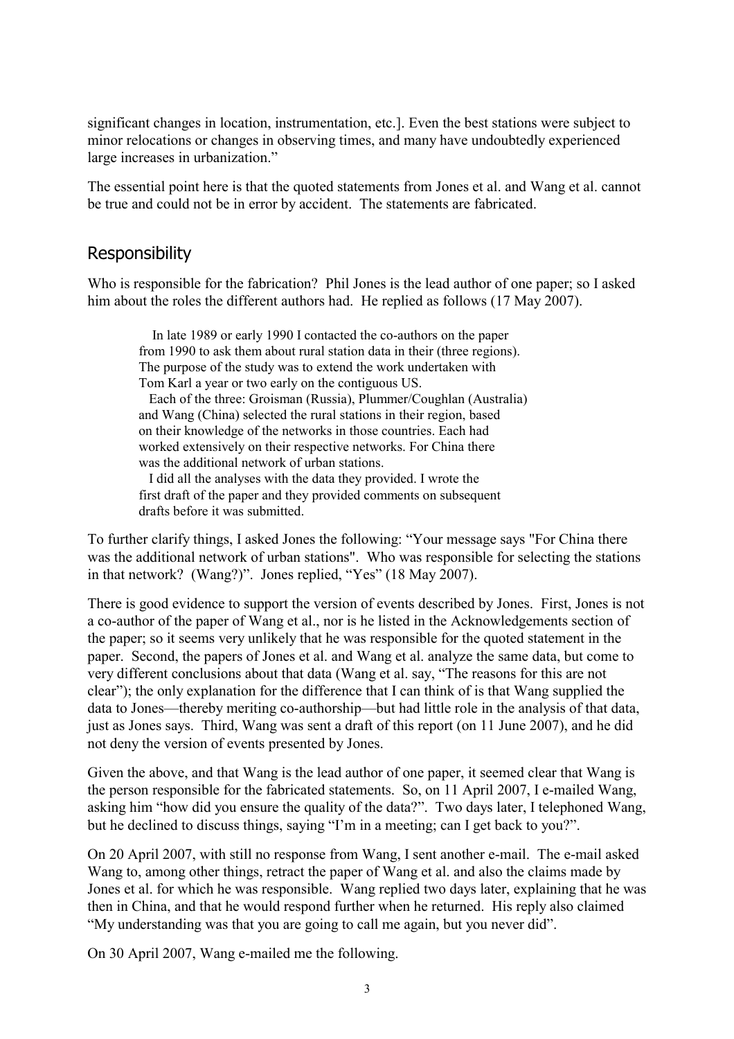significant changes in location, instrumentation, etc.]. Even the best stations were subject to minor relocations or changes in observing times, and many have undoubtedly experienced large increases in urbanization."

The essential point here is that the quoted statements from Jones et al. and Wang et al. cannot be true and could not be in error by accident. The statements are fabricated.

## Responsibility

Who is responsible for the fabrication? Phil Jones is the lead author of one paper; so I asked him about the roles the different authors had. He replied as follows (17 May 2007).

> In late 1989 or early 1990 I contacted the co-authors on the paper from 1990 to ask them about rural station data in their (three regions). The purpose of the study was to extend the work undertaken with Tom Karl a year or two early on the contiguous US.
>
> Each of the three: Groisman (Russia), Plummer/Coughlan (Australia) and Wang (China) selected the rural stations in their region, based on their knowledge of the networks in those countries. Each had worked extensively on their respective networks. For China there was the additional network of urban stations.
>
> I did all the analyses with the data they provided. I wrote the first draft of the paper and they provided comments on subsequent drafts before it was submitted.

To further clarify things, I asked Jones the following: "Your message says "For China there was the additional network of urban stations". Who was responsible for selecting the stations in that network? (Wang?)". Jones replied, "Yes" (18 May 2007).

There is good evidence to support the version of events described by Jones. First, Jones is not a co-author of the paper of Wang et al., nor is he listed in the Acknowledgements section of the paper; so it seems very unlikely that he was responsible for the quoted statement in the paper. Second, the papers of Jones et al. and Wang et al. analyze the same data, but come to very different conclusions about that data (Wang et al. say, "The reasons for this are not clear"); the only explanation for the difference that I can think of is that Wang supplied the data to Jones—thereby meriting co-authorship—but had little role in the analysis of that data, just as Jones says. Third, Wang was sent a draft of this report (on 11 June 2007), and he did not deny the version of events presented by Jones.

Given the above, and that Wang is the lead author of one paper, it seemed clear that Wang is the person responsible for the fabricated statements. So, on 11 April 2007, I e-mailed Wang, asking him "how did you ensure the quality of the data?". Two days later, I telephoned Wang, but he declined to discuss things, saying "I'm in a meeting; can I get back to you?".

On 20 April 2007, with still no response from Wang, I sent another e-mail. The e-mail asked Wang to, among other things, retract the paper of Wang et al. and also the claims made by Jones et al. for which he was responsible. Wang replied two days later, explaining that he was then in China, and that he would respond further when he returned. His reply also claimed "My understanding was that you are going to call me again, but you never did".

On 30 April 2007, Wang e-mailed me the following.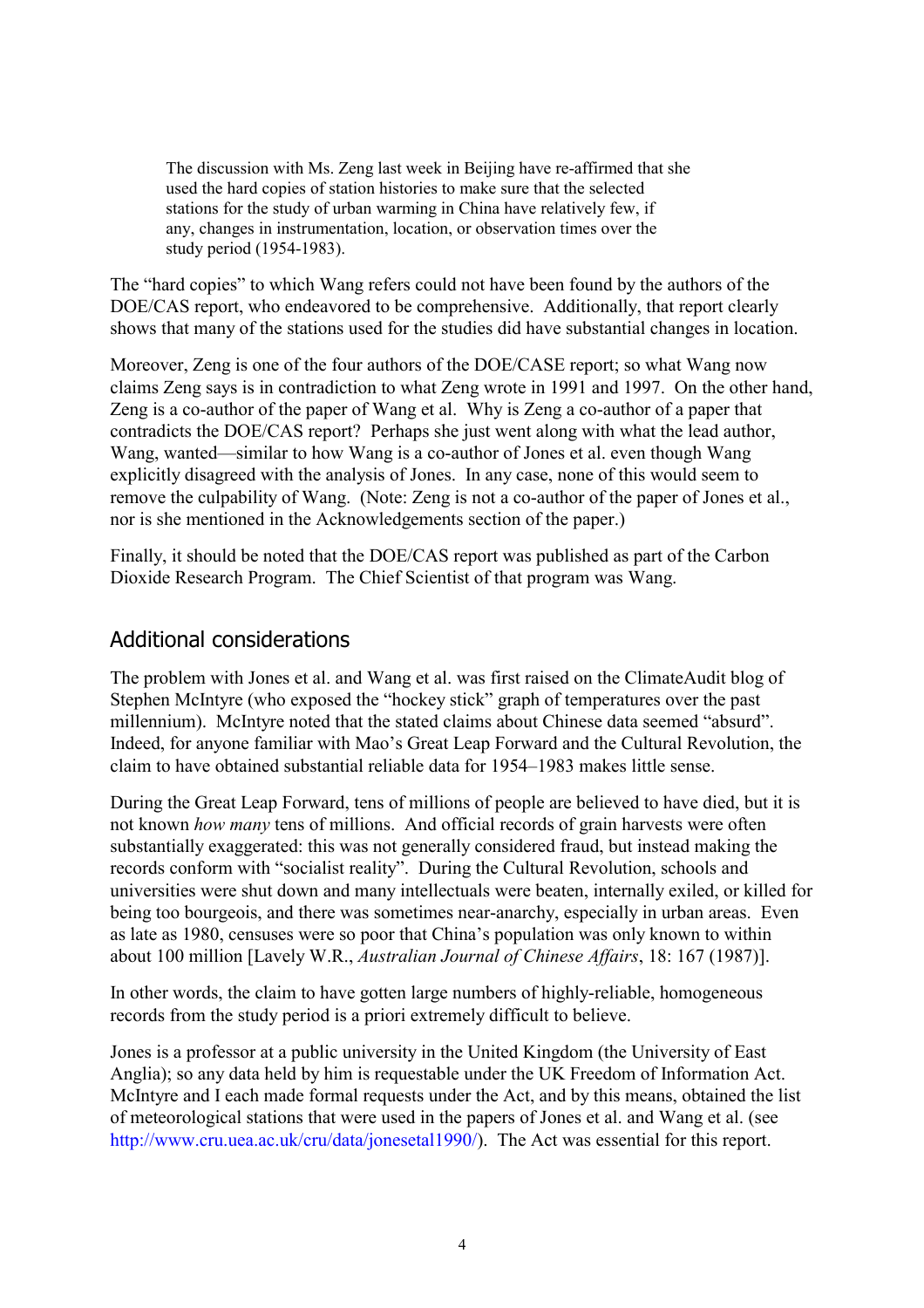> The discussion with Ms. Zeng last week in Beijing have re-affirmed that she used the hard copies of station histories to make sure that the selected stations for the study of urban warming in China have relatively few, if any, changes in instrumentation, location, or observation times over the study period (1954-1983).

The "hard copies" to which Wang refers could not have been found by the authors of the DOE/CAS report, who endeavored to be comprehensive. Additionally, that report clearly shows that many of the stations used for the studies did have substantial changes in location.

Moreover, Zeng is one of the four authors of the DOE/CASE report; so what Wang now claims Zeng says is in contradiction to what Zeng wrote in 1991 and 1997. On the other hand, Zeng is a co-author of the paper of Wang et al. Why is Zeng a co-author of a paper that contradicts the DOE/CAS report? Perhaps she just went along with what the lead author, Wang, wanted—similar to how Wang is a co-author of Jones et al. even though Wang explicitly disagreed with the analysis of Jones. In any case, none of this would seem to remove the culpability of Wang. (Note: Zeng is not a co-author of the paper of Jones et al., nor is she mentioned in the Acknowledgements section of the paper.)

Finally, it should be noted that the DOE/CAS report was published as part of the Carbon Dioxide Research Program. The Chief Scientist of that program was Wang.

## Additional considerations

The problem with Jones et al. and Wang et al. was first raised on the ClimateAudit blog of Stephen McIntyre (who exposed the "hockey stick" graph of temperatures over the past millennium). McIntyre noted that the stated claims about Chinese data seemed "absurd". Indeed, for anyone familiar with Mao's Great Leap Forward and the Cultural Revolution, the claim to have obtained substantial reliable data for 1954–1983 makes little sense.

During the Great Leap Forward, tens of millions of people are believed to have died, but it is not known *how many* tens of millions. And official records of grain harvests were often substantially exaggerated: this was not generally considered fraud, but instead making the records conform with "socialist reality". During the Cultural Revolution, schools and universities were shut down and many intellectuals were beaten, internally exiled, or killed for being too bourgeois, and there was sometimes near-anarchy, especially in urban areas. Even as late as 1980, censuses were so poor that China's population was only known to within about 100 million [Lavely W.R., *Australian Journal of Chinese Affairs*, 18: 167 (1987)].

In other words, the claim to have gotten large numbers of highly-reliable, homogeneous records from the study period is a priori extremely difficult to believe.

Jones is a professor at a public university in the United Kingdom (the University of East Anglia); so any data held by him is requestable under the UK Freedom of Information Act. McIntyre and I each made formal requests under the Act, and by this means, obtained the list of meteorological stations that were used in the papers of Jones et al. and Wang et al. (see http://www.cru.uea.ac.uk/cru/data/jonesetal1990/). The Act was essential for this report.